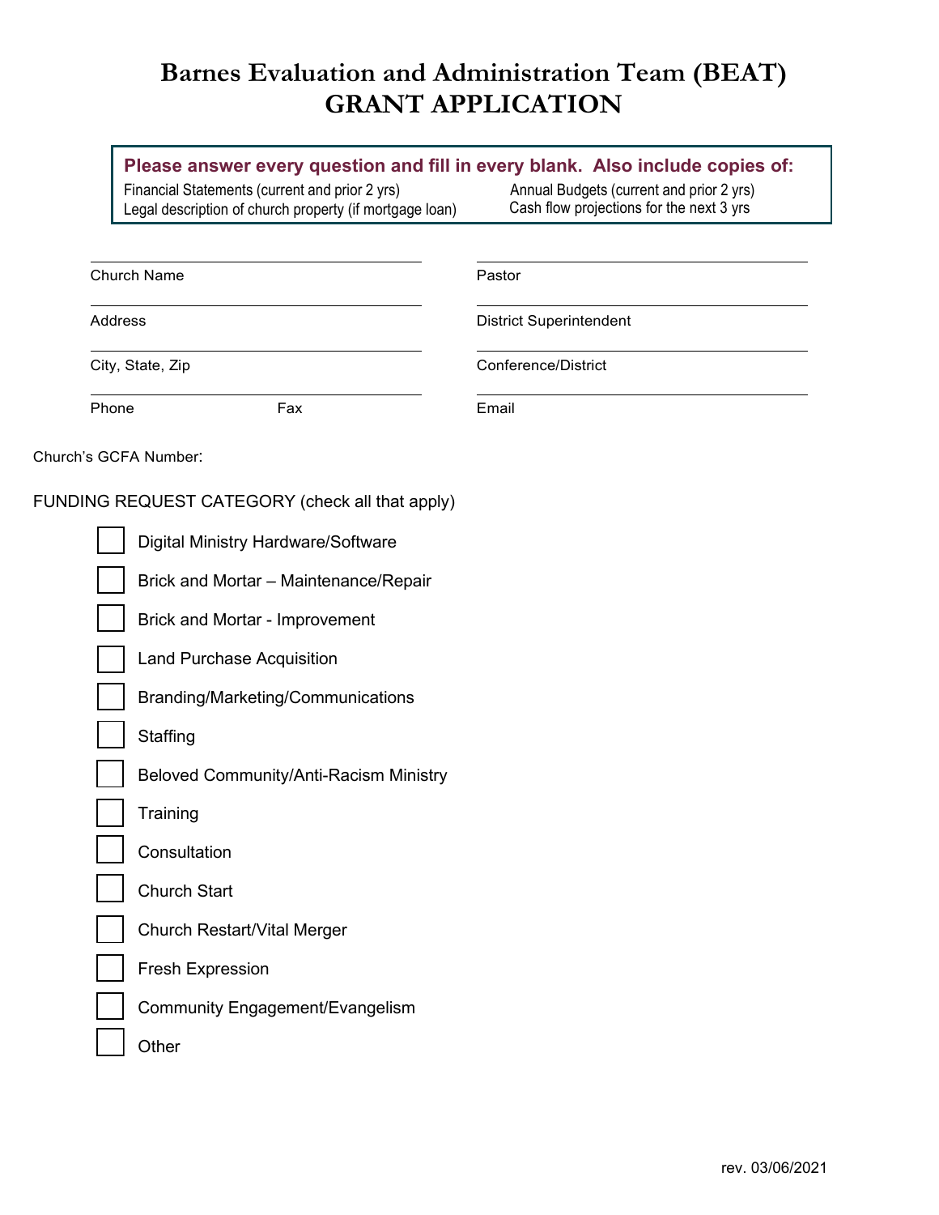# Barnes Evaluation and Administration Team (BEAT)
# GRANT APPLICATION

**Please answer every question and fill in every blank. Also include copies of:**

Financial Statements (current and prior 2 yrs)
Annual Budgets (current and prior 2 yrs)
Legal description of church property (if mortgage loan)
Cash flow projections for the next 3 yrs

| | |
|---|---|
| Church Name | Pastor |
| Address | District Superintendent |
| City, State, Zip | Conference/District |
| Phone Fax | Email |

Church's GCFA Number:

FUNDING REQUEST CATEGORY (check all that apply)

- [ ] Digital Ministry Hardware/Software
- [ ] Brick and Mortar – Maintenance/Repair
- [ ] Brick and Mortar - Improvement
- [ ] Land Purchase Acquisition
- [ ] Branding/Marketing/Communications
- [ ] Staffing
- [ ] Beloved Community/Anti-Racism Ministry
- [ ] Training
- [ ] Consultation
- [ ] Church Start
- [ ] Church Restart/Vital Merger
- [ ] Fresh Expression
- [ ] Community Engagement/Evangelism
- [ ] Other

rev. 03/06/2021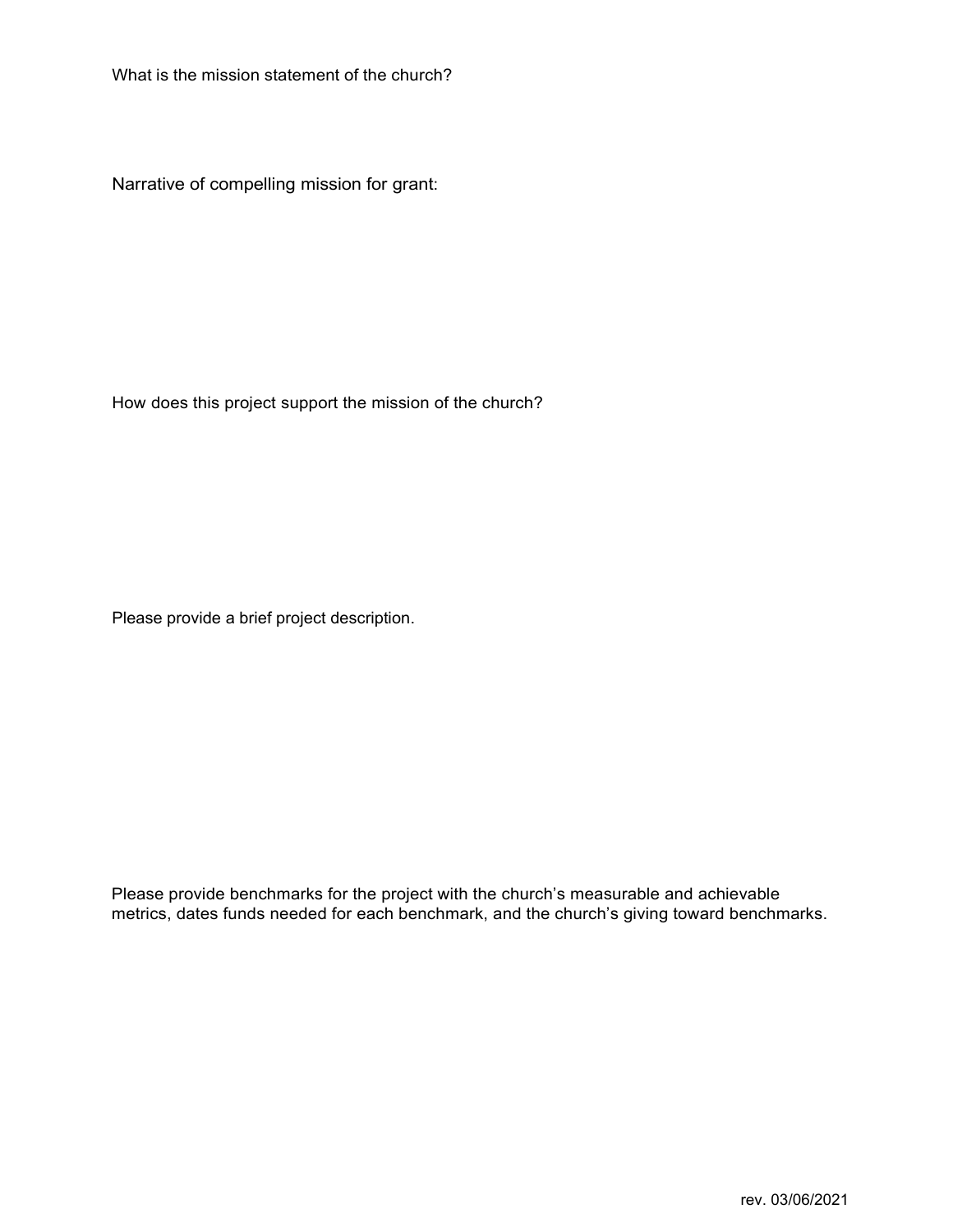What is the mission statement of the church?

Narrative of compelling mission for grant:

How does this project support the mission of the church?

Please provide a brief project description.

Please provide benchmarks for the project with the church's measurable and achievable metrics, dates funds needed for each benchmark, and the church's giving toward benchmarks.

rev. 03/06/2021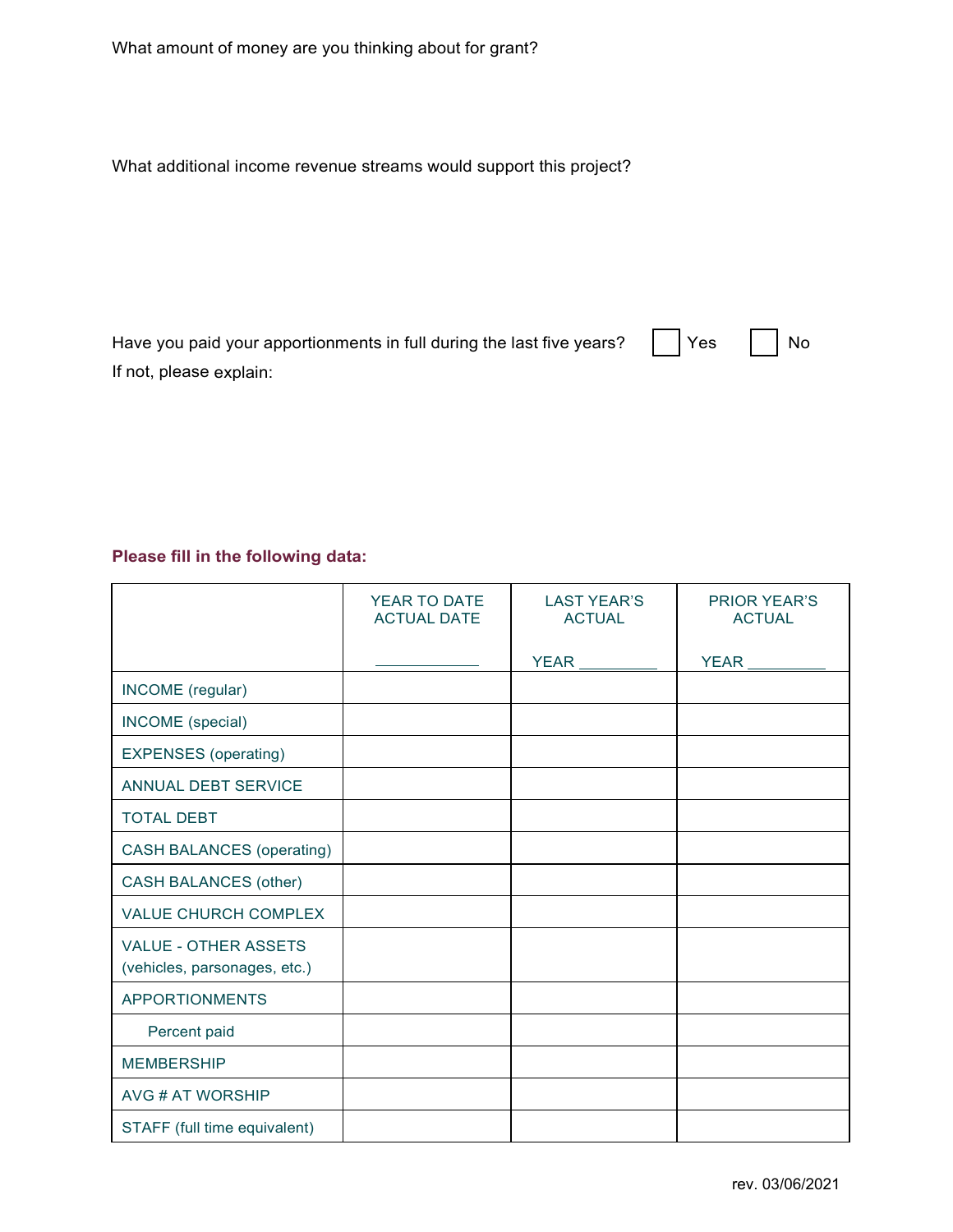What amount of money are you thinking about for grant?

What additional income revenue streams would support this project?

Have you paid your apportionments in full during the last five years? ☐ Yes ☐ No

If not, please explain:

**Please fill in the following data:**

| | YEAR TO DATE ACTUAL DATE ___________ | LAST YEAR'S ACTUAL YEAR _________ | PRIOR YEAR'S ACTUAL YEAR _________ |
|---|---|---|---|
| INCOME (regular) | | | |
| INCOME (special) | | | |
| EXPENSES (operating) | | | |
| ANNUAL DEBT SERVICE | | | |
| TOTAL DEBT | | | |
| CASH BALANCES (operating) | | | |
| CASH BALANCES (other) | | | |
| VALUE CHURCH COMPLEX | | | |
| VALUE - OTHER ASSETS (vehicles, parsonages, etc.) | | | |
| APPORTIONMENTS | | | |
| Percent paid | | | |
| MEMBERSHIP | | | |
| AVG # AT WORSHIP | | | |
| STAFF (full time equivalent) | | | |

rev. 03/06/2021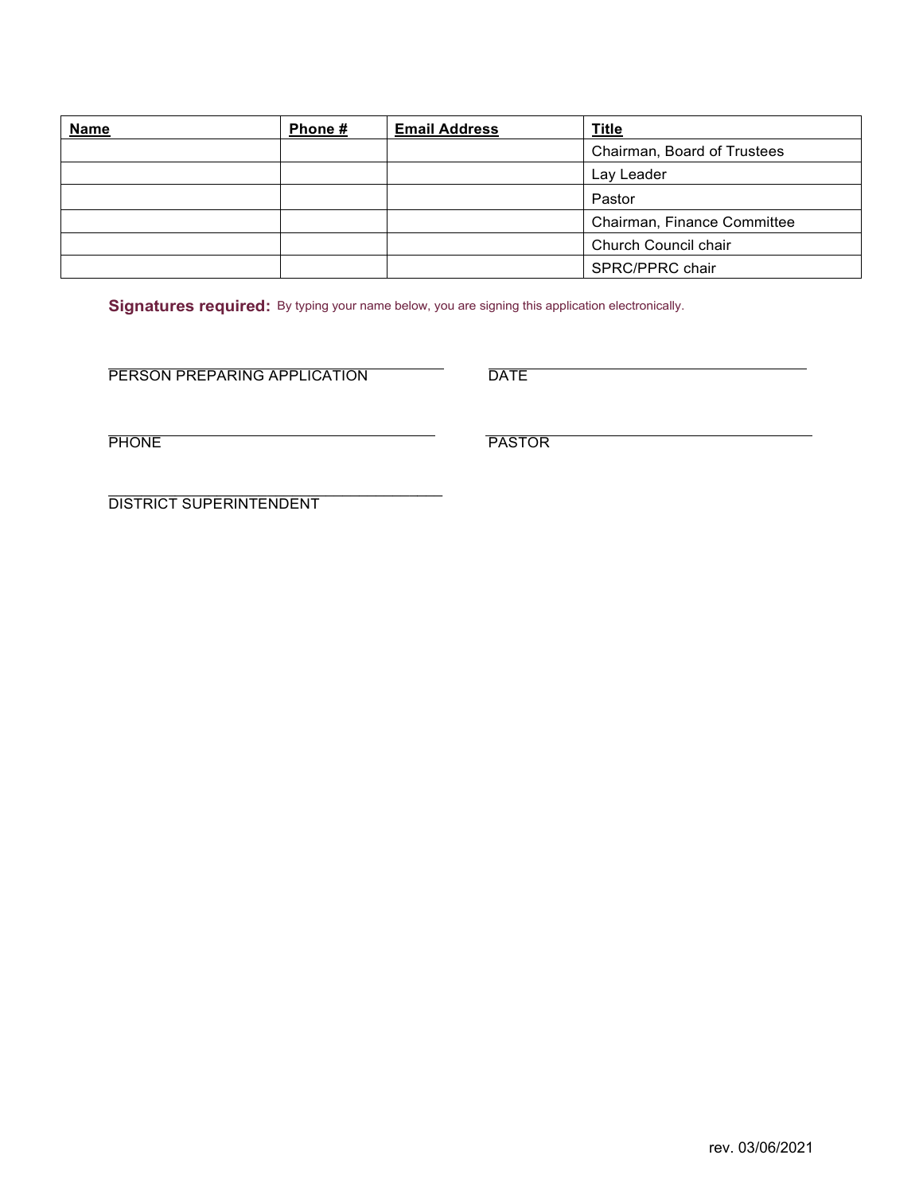| **Name** | **Phone #** | **Email Address** | **Title** |
|---|---|---|---|
| | | | Chairman, Board of Trustees |
| | | | Lay Leader |
| | | | Pastor |
| | | | Chairman, Finance Committee |
| | | | Church Council chair |
| | | | SPRC/PPRC chair |

**Signatures required:** By typing your name below, you are signing this application electronically.

______________________________
PERSON PREPARING APPLICATION

______________________________
DATE

______________________________
PHONE

______________________________
PASTOR

______________________________
DISTRICT SUPERINTENDENT

rev. 03/06/2021